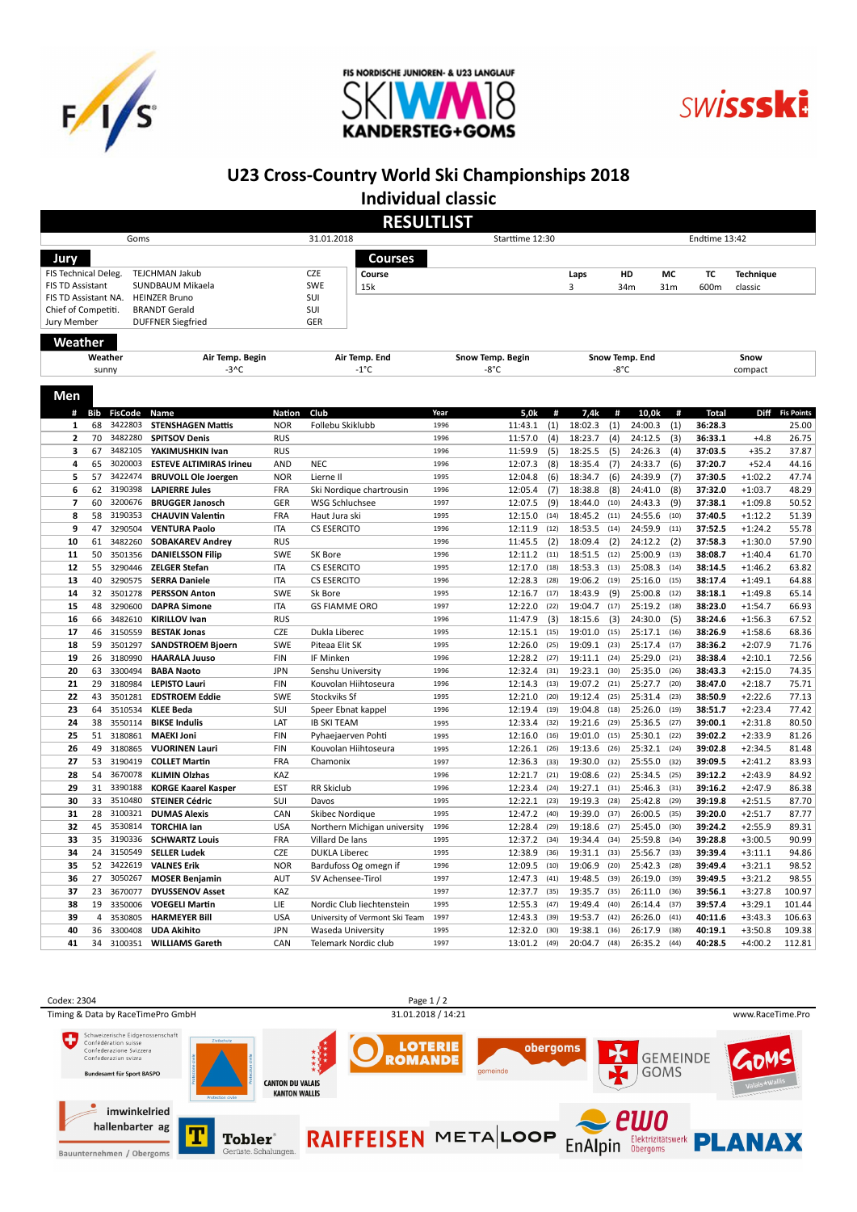FIS NORDISCHE JUNIOREN- & U23 LANGLAUF SKIWM18 KANDERSTEG+GOMS

# U23 Cross-Country World Ski Championships 2018

## Individual classic

## RESULTLIST

Goms | 31.01.2018 | Starttime 12:30 | Endtime 13:42

### Jury

| | | |
|---|---|---|
| FIS Technical Deleg. | TEJCHMAN Jakub | CZE |
| FIS TD Assistant | SUNDBAUM Mikaela | SWE |
| FIS TD Assistant NA. | HEINZER Bruno | SUI |
| Chief of Competiti. | BRANDT Gerald | SUI |
| Jury Member | DUFFNER Siegfried | GER |

### Courses

| Course | Laps | HD | MC | TC | Technique |
|---|---|---|---|---|---|
| 15k | 3 | 34m | 31m | 600m | classic |

### Weather

| Weather | Air Temp. Begin | Air Temp. End | Snow Temp. Begin | Snow Temp. End | Snow |
|---|---|---|---|---|---|
| sunny | -3^C | -1°C | -8°C | -8°C | compact |

### Men

| # | Bib | FisCode | Name | Nation | Club | Year | 5,0k | # | 7,4k | # | 10,0k | # | Total | Diff | Fis Points |
|---|---|---|---|---|---|---|---|---|---|---|---|---|---|---|---|
| 1 | 68 | 3422803 | **STENSHAGEN Mattis** | NOR | Follebu Skiklubb | 1996 | 11:43.1 | (1) | 18:02.3 | (1) | 24:00.3 | (1) | **36:28.3** | | 25.00 |
| 2 | 70 | 3482280 | **SPITSOV Denis** | RUS | | 1996 | 11:57.0 | (4) | 18:23.7 | (4) | 24:12.5 | (3) | **36:33.1** | +4.8 | 26.75 |
| 3 | 67 | 3482105 | **YAKIMUSHKIN Ivan** | RUS | | 1996 | 11:59.9 | (5) | 18:25.5 | (5) | 24:26.3 | (4) | **37:03.5** | +35.2 | 37.87 |
| 4 | 65 | 3020003 | **ESTEVE ALTIMIRAS Irineu** | AND | NEC | 1996 | 12:07.3 | (8) | 18:35.4 | (7) | 24:33.7 | (6) | **37:20.7** | +52.4 | 44.16 |
| 5 | 57 | 3422474 | **BRUVOLL Ole Joergen** | NOR | Lierne Il | 1995 | 12:04.8 | (6) | 18:34.7 | (6) | 24:39.9 | (7) | **37:30.5** | +1:02.2 | 47.74 |
| 6 | 62 | 3190398 | **LAPIERRE Jules** | FRA | Ski Nordique chartrousin | 1996 | 12:05.4 | (7) | 18:38.8 | (8) | 24:41.0 | (8) | **37:32.0** | +1:03.7 | 48.29 |
| 7 | 60 | 3200676 | **BRUGGER Janosch** | GER | WSG Schluchsee | 1997 | 12:07.5 | (9) | 18:44.0 | (10) | 24:43.3 | (9) | **37:38.1** | +1:09.8 | 50.52 |
| 8 | 58 | 3190353 | **CHAUVIN Valentin** | FRA | Haut Jura ski | 1995 | 12:15.0 | (14) | 18:45.2 | (11) | 24:55.6 | (10) | **37:40.5** | +1:12.2 | 51.39 |
| 9 | 47 | 3290504 | **VENTURA Paolo** | ITA | CS ESERCITO | 1996 | 12:11.9 | (12) | 18:53.5 | (14) | 24:59.9 | (11) | **37:52.5** | +1:24.2 | 55.78 |
| 10 | 61 | 3482260 | **SOBAKAREV Andrey** | RUS | | 1996 | 11:45.5 | (2) | 18:09.4 | (2) | 24:12.2 | (2) | **37:58.3** | +1:30.0 | 57.90 |
| 11 | 50 | 3501356 | **DANIELSSON Filip** | SWE | SK Bore | 1996 | 12:11.2 | (11) | 18:51.5 | (12) | 25:00.9 | (13) | **38:08.7** | +1:40.4 | 61.70 |
| 12 | 55 | 3290446 | **ZELGER Stefan** | ITA | CS ESERCITO | 1995 | 12:17.0 | (18) | 18:53.3 | (13) | 25:08.3 | (14) | **38:14.5** | +1:46.2 | 63.82 |
| 13 | 40 | 3290575 | **SERRA Daniele** | ITA | CS ESERCITO | 1996 | 12:28.3 | (28) | 19:06.2 | (19) | 25:16.0 | (15) | **38:17.4** | +1:49.1 | 64.88 |
| 14 | 32 | 3501278 | **PERSSON Anton** | SWE | Sk Bore | 1995 | 12:16.7 | (17) | 18:43.9 | (9) | 25:00.8 | (12) | **38:18.1** | +1:49.8 | 65.14 |
| 15 | 48 | 3290600 | **DAPRA Simone** | ITA | GS FIAMME ORO | 1997 | 12:22.0 | (22) | 19:04.7 | (17) | 25:19.2 | (18) | **38:23.0** | +1:54.7 | 66.93 |
| 16 | 66 | 3482610 | **KIRILLOV Ivan** | RUS | | 1996 | 11:47.9 | (3) | 18:15.6 | (3) | 24:30.0 | (5) | **38:24.6** | +1:56.3 | 67.52 |
| 17 | 46 | 3150559 | **BESTAK Jonas** | CZE | Dukla Liberec | 1995 | 12:15.1 | (15) | 19:01.0 | (15) | 25:17.1 | (16) | **38:26.9** | +1:58.6 | 68.36 |
| 18 | 59 | 3501297 | **SANDSTROEM Bjoern** | SWE | Piteaa Elit SK | 1995 | 12:26.0 | (25) | 19:09.1 | (23) | 25:17.4 | (17) | **38:36.2** | +2:07.9 | 71.76 |
| 19 | 26 | 3180990 | **HAARALA Juuso** | FIN | IF Minken | 1996 | 12:28.2 | (27) | 19:11.1 | (24) | 25:29.0 | (21) | **38:38.4** | +2:10.1 | 72.56 |
| 20 | 63 | 3300494 | **BABA Naoto** | JPN | Senshu University | 1996 | 12:32.4 | (31) | 19:23.1 | (30) | 25:35.0 | (26) | **38:43.3** | +2:15.0 | 74.35 |
| 21 | 29 | 3180984 | **LEPISTO Lauri** | FIN | Kouvolan Hiihtoseura | 1996 | 12:14.3 | (13) | 19:07.2 | (21) | 25:27.7 | (20) | **38:47.0** | +2:18.7 | 75.71 |
| 22 | 43 | 3501281 | **EDSTROEM Eddie** | SWE | Stockviks Sf | 1995 | 12:21.0 | (20) | 19:12.4 | (25) | 25:31.4 | (23) | **38:50.9** | +2:22.6 | 77.13 |
| 23 | 64 | 3510534 | **KLEE Beda** | SUI | Speer Ebnat kappel | 1996 | 12:19.4 | (19) | 19:04.8 | (18) | 25:26.0 | (19) | **38:51.7** | +2:23.4 | 77.42 |
| 24 | 38 | 3550114 | **BIKSE Indulis** | LAT | IB SKI TEAM | 1995 | 12:33.4 | (32) | 19:21.6 | (29) | 25:36.5 | (27) | **39:00.1** | +2:31.8 | 80.50 |
| 25 | 51 | 3180861 | **MAEKI Joni** | FIN | Pyhaejaerven Pohti | 1995 | 12:16.0 | (16) | 19:01.0 | (15) | 25:30.1 | (22) | **39:02.2** | +2:33.9 | 81.26 |
| 26 | 49 | 3180865 | **VUORINEN Lauri** | FIN | Kouvolan Hiihtoseura | 1995 | 12:26.1 | (26) | 19:13.6 | (26) | 25:32.1 | (24) | **39:02.8** | +2:34.5 | 81.48 |
| 27 | 53 | 3190419 | **COLLET Martin** | FRA | Chamonix | 1997 | 12:36.3 | (33) | 19:30.0 | (32) | 25:55.0 | (32) | **39:09.5** | +2:41.2 | 83.93 |
| 28 | 54 | 3670078 | **KLIMIN Olzhas** | KAZ | | 1996 | 12:21.7 | (21) | 19:08.6 | (22) | 25:34.5 | (25) | **39:12.2** | +2:43.9 | 84.92 |
| 29 | 31 | 3390188 | **KORGE Kaarel Kasper** | EST | RR Skiclub | 1996 | 12:23.4 | (24) | 19:27.1 | (31) | 25:46.3 | (31) | **39:16.2** | +2:47.9 | 86.38 |
| 30 | 33 | 3510480 | **STEINER Cédric** | SUI | Davos | 1995 | 12:22.1 | (23) | 19:19.3 | (28) | 25:42.8 | (29) | **39:19.8** | +2:51.5 | 87.70 |
| 31 | 28 | 3100321 | **DUMAS Alexis** | CAN | Skibec Nordique | 1995 | 12:47.2 | (40) | 19:39.0 | (37) | 26:00.5 | (35) | **39:20.0** | +2:51.7 | 87.77 |
| 32 | 45 | 3530814 | **TORCHIA Ian** | USA | Northern Michigan university | 1996 | 12:28.4 | (29) | 19:18.6 | (27) | 25:45.0 | (30) | **39:24.2** | +2:55.9 | 89.31 |
| 33 | 35 | 3190336 | **SCHWARTZ Louis** | FRA | Villard De lans | 1995 | 12:37.2 | (34) | 19:34.4 | (34) | 25:59.8 | (34) | **39:28.8** | +3:00.5 | 90.99 |
| 34 | 24 | 3150549 | **SELLER Ludek** | CZE | DUKLA Liberec | 1995 | 12:38.9 | (36) | 19:31.1 | (33) | 25:56.7 | (33) | **39:39.4** | +3:11.1 | 94.86 |
| 35 | 52 | 3422619 | **VALNES Erik** | NOR | Bardufoss Og omegn if | 1996 | 12:09.5 | (10) | 19:06.9 | (20) | 25:42.3 | (28) | **39:49.4** | +3:21.1 | 98.52 |
| 36 | 27 | 3050267 | **MOSER Benjamin** | AUT | SV Achensee-Tirol | 1997 | 12:47.3 | (41) | 19:48.5 | (39) | 26:19.0 | (39) | **39:49.5** | +3:21.2 | 98.55 |
| 37 | 23 | 3670077 | **DUSSENOV Asset** | KAZ | | 1997 | 12:37.7 | (35) | 19:35.7 | (35) | 26:11.0 | (36) | **39:56.1** | +3:27.8 | 100.97 |
| 38 | 19 | 3350006 | **VOEGELI Martin** | LIE | Nordic Club liechtenstein | 1995 | 12:55.3 | (47) | 19:49.4 | (40) | 26:14.4 | (37) | **39:57.4** | +3:29.1 | 101.44 |
| 39 | 4 | 3530805 | **HARMEYER Bill** | USA | University of Vermont Ski Team | 1997 | 12:43.3 | (39) | 19:53.7 | (42) | 26:26.0 | (41) | **40:11.6** | +3:43.3 | 106.63 |
| 40 | 36 | 3300408 | **UDA Akihito** | JPN | Waseda University | 1995 | 12:32.0 | (30) | 19:38.1 | (36) | 26:17.9 | (38) | **40:19.1** | +3:50.8 | 109.38 |
| 41 | 34 | 3100351 | **WILLIAMS Gareth** | CAN | Telemark Nordic club | 1997 | 13:01.2 | (49) | 20:04.7 | (48) | 26:35.2 | (44) | **40:28.5** | +4:00.2 | 112.81 |

Codex: 2304 | 31.01.2018 / 14:21

Timing & Data by RaceTimePro GmbH | www.RaceTime.Pro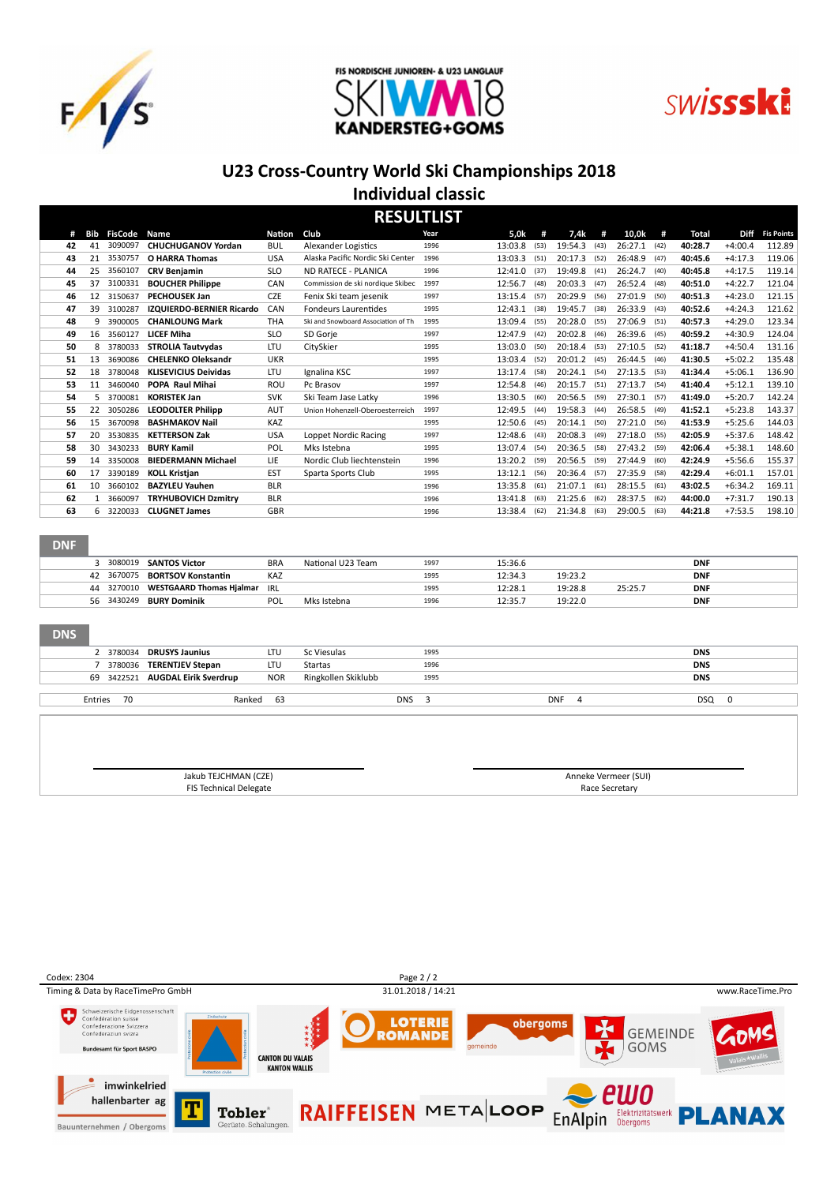# U23 Cross-Country World Ski Championships 2018

## Individual classic

### RESULTLIST

| # | Bib | FisCode | Name | Nation | Club | Year | 5,0k | # | 7,4k | # | 10,0k | # | Total | Diff | Fis Points |
|---|---|---|---|---|---|---|---|---|---|---|---|---|---|---|---|
| 42 | 41 | 3090097 | CHUCHUGANOV Yordan | BUL | Alexander Logistics | 1996 | 13:03.8 | (53) | 19:54.3 | (43) | 26:27.1 | (42) | 40:28.7 | +4:00.4 | 112.89 |
| 43 | 21 | 3530757 | O HARRA Thomas | USA | Alaska Pacific Nordic Ski Center | 1996 | 13:03.3 | (51) | 20:17.3 | (52) | 26:48.9 | (47) | 40:45.6 | +4:17.3 | 119.06 |
| 44 | 25 | 3560107 | CRV Benjamin | SLO | ND RATECE - PLANICA | 1996 | 12:41.0 | (37) | 19:49.8 | (41) | 26:24.7 | (40) | 40:45.8 | +4:17.5 | 119.14 |
| 45 | 37 | 3100331 | BOUCHER Philippe | CAN | Commission de ski nordique Skibec | 1997 | 12:56.7 | (48) | 20:03.3 | (47) | 26:52.4 | (48) | 40:51.0 | +4:22.7 | 121.04 |
| 46 | 12 | 3150637 | PECHOUSEK Jan | CZE | Fenix Ski team jesenik | 1997 | 13:15.4 | (57) | 20:29.9 | (56) | 27:01.9 | (50) | 40:51.3 | +4:23.0 | 121.15 |
| 47 | 39 | 3100287 | IZQUIERDO-BERNIER Ricardo | CAN | Fondeurs Laurentides | 1995 | 12:43.1 | (38) | 19:45.7 | (38) | 26:33.9 | (43) | 40:52.6 | +4:24.3 | 121.62 |
| 48 | 9 | 3900005 | CHANLOUNG Mark | THA | Ski and Snowboard Association of Th | 1995 | 13:09.4 | (55) | 20:28.0 | (55) | 27:06.9 | (51) | 40:57.3 | +4:29.0 | 123.34 |
| 49 | 16 | 3560127 | LICEF Miha | SLO | SD Gorje | 1997 | 12:47.9 | (42) | 20:02.8 | (46) | 26:39.6 | (45) | 40:59.2 | +4:30.9 | 124.04 |
| 50 | 8 | 3780033 | STROLIA Tautvydas | LTU | CitySkier | 1995 | 13:03.0 | (50) | 20:18.4 | (53) | 27:10.5 | (52) | 41:18.7 | +4:50.4 | 131.16 |
| 51 | 13 | 3690086 | CHELENKO Oleksandr | UKR | | 1995 | 13:03.4 | (52) | 20:01.2 | (45) | 26:44.5 | (46) | 41:30.5 | +5:02.2 | 135.48 |
| 52 | 18 | 3780048 | KLISEVICIUS Deividas | LTU | Ignalina KSC | 1997 | 13:17.4 | (58) | 20:24.1 | (54) | 27:13.5 | (53) | 41:34.4 | +5:06.1 | 136.90 |
| 53 | 11 | 3460040 | POPA Raul Mihai | ROU | Pc Brasov | 1997 | 12:54.8 | (46) | 20:15.7 | (51) | 27:13.7 | (54) | 41:40.4 | +5:12.1 | 139.10 |
| 54 | 5 | 3700081 | KORISTEK Jan | SVK | Ski Team Jase Latky | 1996 | 13:30.5 | (60) | 20:56.5 | (59) | 27:30.1 | (57) | 41:49.0 | +5:20.7 | 142.24 |
| 55 | 22 | 3050286 | LEODOLTER Philipp | AUT | Union Hohenzell-Oberoesterreich | 1997 | 12:49.5 | (44) | 19:58.3 | (44) | 26:58.5 | (49) | 41:52.1 | +5:23.8 | 143.37 |
| 56 | 15 | 3670098 | BASHMAKOV Nail | KAZ | | 1995 | 12:50.6 | (45) | 20:14.1 | (50) | 27:21.0 | (56) | 41:53.9 | +5:25.6 | 144.03 |
| 57 | 20 | 3530835 | KETTERSON Zak | USA | Loppet Nordic Racing | 1997 | 12:48.6 | (43) | 20:08.3 | (49) | 27:18.0 | (55) | 42:05.9 | +5:37.6 | 148.42 |
| 58 | 30 | 3430233 | BURY Kamil | POL | Mks Istebna | 1995 | 13:07.4 | (54) | 20:36.5 | (58) | 27:43.2 | (59) | 42:06.4 | +5:38.1 | 148.60 |
| 59 | 14 | 3350008 | BIEDERMANN Michael | LIE | Nordic Club liechtenstein | 1996 | 13:20.2 | (59) | 20:56.5 | (59) | 27:44.9 | (60) | 42:24.9 | +5:56.6 | 155.37 |
| 60 | 17 | 3390189 | KOLL Kristjan | EST | Sparta Sports Club | 1995 | 13:12.1 | (56) | 20:36.4 | (57) | 27:35.9 | (58) | 42:29.4 | +6:01.1 | 157.01 |
| 61 | 10 | 3660102 | BAZYLEU Yauhen | BLR | | 1996 | 13:35.8 | (61) | 21:07.1 | (61) | 28:15.5 | (61) | 43:02.5 | +6:34.2 | 169.11 |
| 62 | 1 | 3660097 | TRYHUBOVICH Dzmitry | BLR | | 1996 | 13:41.8 | (63) | 21:25.6 | (62) | 28:37.5 | (62) | 44:00.0 | +7:31.7 | 190.13 |
| 63 | 6 | 3220033 | CLUGNET James | GBR | | 1996 | 13:38.4 | (62) | 21:34.8 | (63) | 29:00.5 | (63) | 44:21.8 | +7:53.5 | 198.10 |

### DNF

| Bib | FisCode | Name | Nation | Club | Year | 5,0k | 7,4k | 10,0k | Total |
|---|---|---|---|---|---|---|---|---|---|
| 3 | 3080019 | SANTOS Victor | BRA | National U23 Team | 1997 | 15:36.6 | | | DNF |
| 42 | 3670075 | BORTSOV Konstantin | KAZ | | 1995 | 12:34.3 | 19:23.2 | | DNF |
| 44 | 3270010 | WESTGAARD Thomas Hjalmar | IRL | | 1995 | 12:28.1 | 19:28.8 | 25:25.7 | DNF |
| 56 | 3430249 | BURY Dominik | POL | Mks Istebna | 1996 | 12:35.7 | 19:22.0 | | DNF |

### DNS

| Bib | FisCode | Name | Nation | Club | Year | Total |
|---|---|---|---|---|---|---|
| 2 | 3780034 | DRUSYS Jaunius | LTU | Sc Viesulas | 1995 | DNS |
| 7 | 3780036 | TERENTJEV Stepan | LTU | Startas | 1996 | DNS |
| 69 | 3422521 | AUGDAL Eirik Sverdrup | NOR | Ringkollen Skiklubb | 1995 | DNS |

Entries 70 | Ranked 63 | DNS 3 | DNF 4 | DSQ 0

Jakub TEJCHMAN (CZE)
FIS Technical Delegate

Anneke Vermeer (SUI)
Race Secretary

Codex: 2304
Timing & Data by RaceTimePro GmbH
31.01.2018 / 14:21
www.RaceTime.Pro